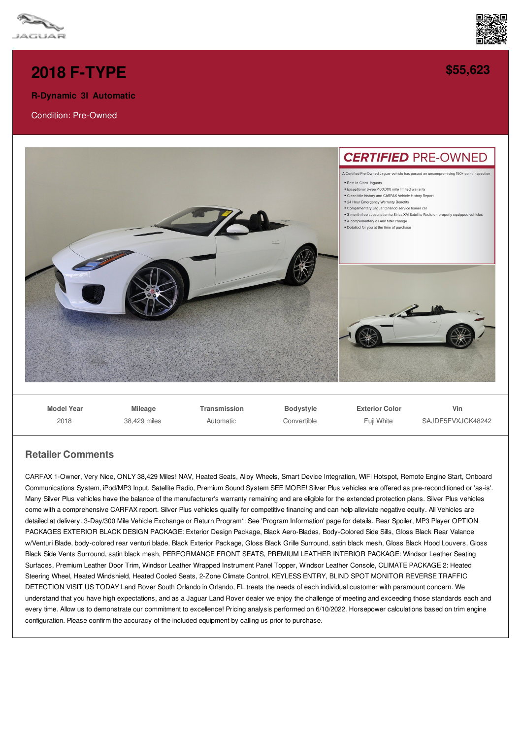# 2018 F-TYPE

**$55,623**

**R-Dynamic 3l Automatic**

Condition: Pre-Owned

## CERTIFIED PRE-OWNED

A Certified Pre-Owned Jaguar vehicle has passed an uncompromising 150+ point inspection

- Best-In-Class Jaguars
- Exceptional 6-year/100,000 mile limited warranty
- Clean title history and CARFAX Vehicle History Report
- 24 Hour Emergency Warranty Benefits
- Complimentary Jaguar Orlando service loaner car
- 3-month free subscription to Sirius XM Satellite Radio on properly equipped vehicles
- A complimentary oil and filter change
- Detailed for you at the time of purchase

| Model Year | Mileage | Transmission | Bodystyle | Exterior Color | Vin |
|---|---|---|---|---|---|
| 2018 | 38,429 miles | Automatic | Convertible | Fuji White | SAJDF5FVXJCK48242 |

### Retailer Comments

CARFAX 1-Owner, Very Nice, ONLY 38,429 Miles! NAV, Heated Seats, Alloy Wheels, Smart Device Integration, WiFi Hotspot, Remote Engine Start, Onboard Communications System, iPod/MP3 Input, Satellite Radio, Premium Sound System SEE MORE! Silver Plus vehicles are offered as pre-reconditioned or 'as-is'. Many Silver Plus vehicles have the balance of the manufacturer's warranty remaining and are eligible for the extended protection plans. Silver Plus vehicles come with a comprehensive CARFAX report. Silver Plus vehicles qualify for competitive financing and can help alleviate negative equity. All Vehicles are detailed at delivery. 3-Day/300 Mile Vehicle Exchange or Return Program*: See 'Program Information' page for details. Rear Spoiler, MP3 Player OPTION PACKAGES EXTERIOR BLACK DESIGN PACKAGE: Exterior Design Package, Black Aero-Blades, Body-Colored Side Sills, Gloss Black Rear Valance w/Venturi Blade, body-colored rear venturi blade, Black Exterior Package, Gloss Black Grille Surround, satin black mesh, Gloss Black Hood Louvers, Gloss Black Side Vents Surround, satin black mesh, PERFORMANCE FRONT SEATS, PREMIUM LEATHER INTERIOR PACKAGE: Windsor Leather Seating Surfaces, Premium Leather Door Trim, Windsor Leather Wrapped Instrument Panel Topper, Windsor Leather Console, CLIMATE PACKAGE 2: Heated Steering Wheel, Heated Windshield, Heated Cooled Seats, 2-Zone Climate Control, KEYLESS ENTRY, BLIND SPOT MONITOR REVERSE TRAFFIC DETECTION VISIT US TODAY Land Rover South Orlando in Orlando, FL treats the needs of each individual customer with paramount concern. We understand that you have high expectations, and as a Jaguar Land Rover dealer we enjoy the challenge of meeting and exceeding those standards each and every time. Allow us to demonstrate our commitment to excellence! Pricing analysis performed on 6/10/2022. Horsepower calculations based on trim engine configuration. Please confirm the accuracy of the included equipment by calling us prior to purchase.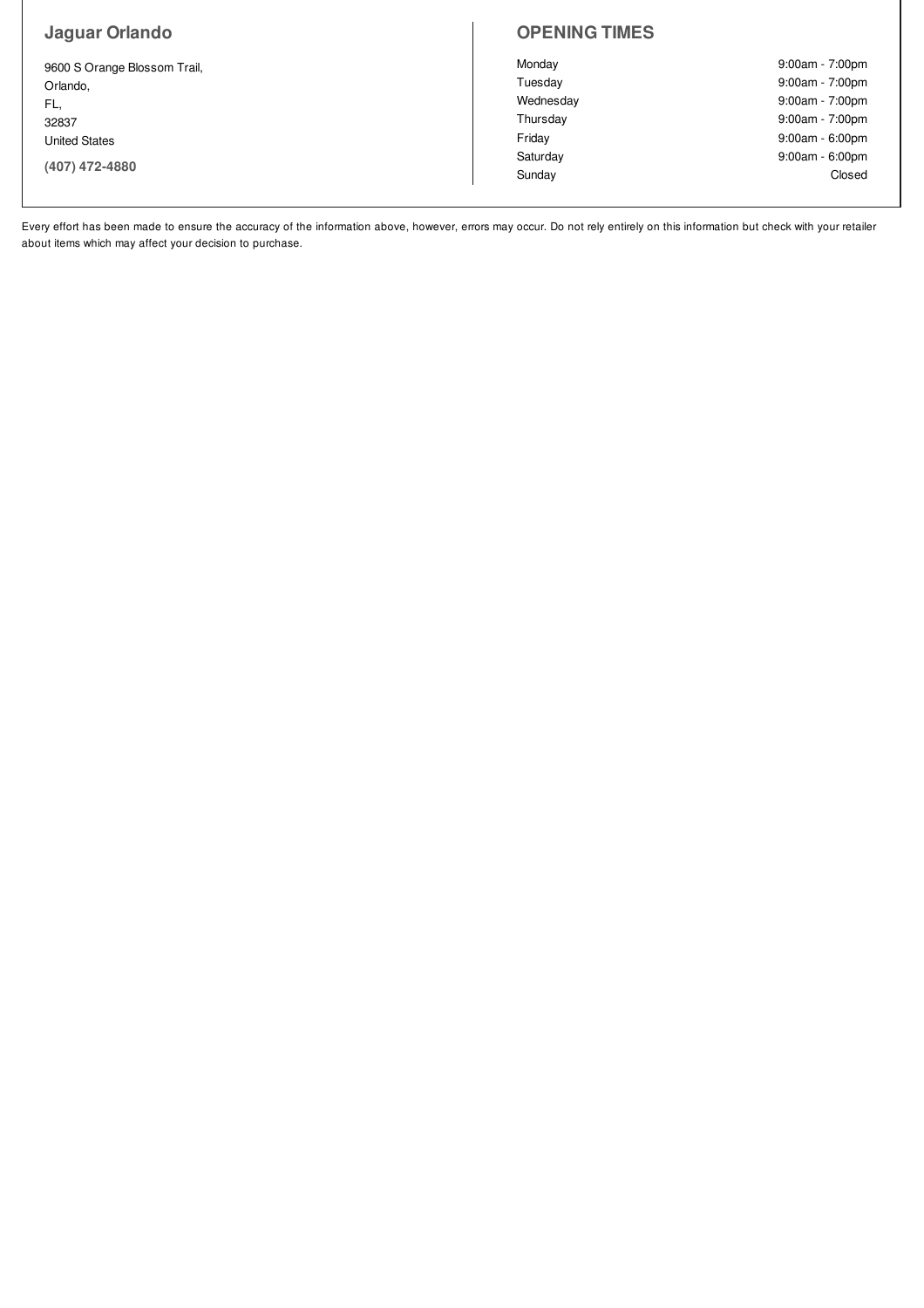## Jaguar Orlando

9600 S Orange Blossom Trail,
Orlando,
FL,
32837
United States

**(407) 472-4880**

## OPENING TIMES

| | |
|---|---|
| Monday | 9:00am - 7:00pm |
| Tuesday | 9:00am - 7:00pm |
| Wednesday | 9:00am - 7:00pm |
| Thursday | 9:00am - 7:00pm |
| Friday | 9:00am - 6:00pm |
| Saturday | 9:00am - 6:00pm |
| Sunday | Closed |

Every effort has been made to ensure the accuracy of the information above, however, errors may occur. Do not rely entirely on this information but check with your retailer about items which may affect your decision to purchase.